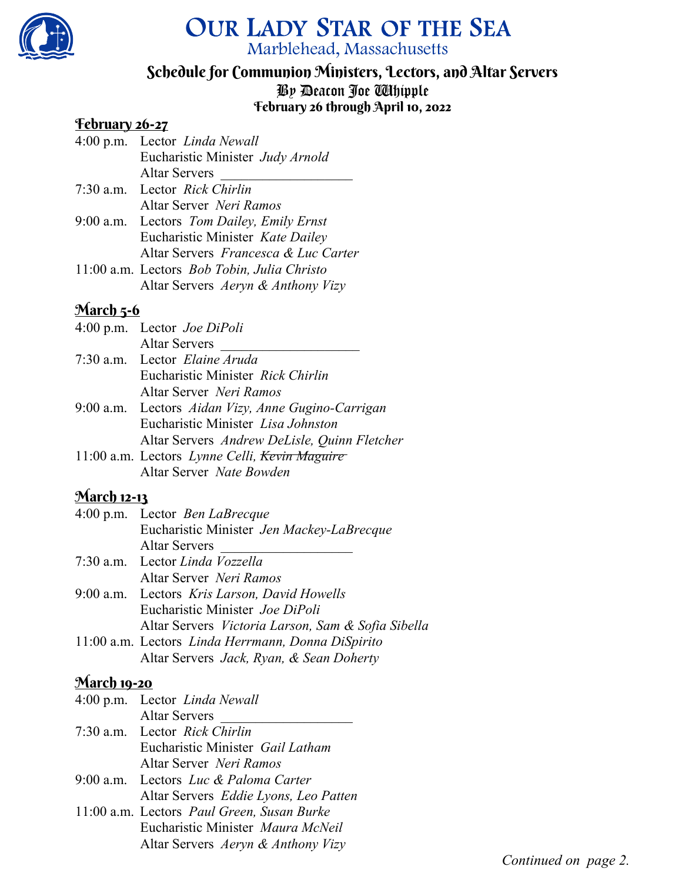// Our Lady Star of the Sea

Marblehead, Massachusetts

## Schedule for Communion Ministers, Lectors, and Altar Servers

By Deacon Joe Whipple

February 26 through April 10, 2022

### February 26-27

4:00 p.m. Lector *Linda Newall*
Eucharistic Minister *Judy Arnold*
Altar Servers ___________________

7:30 a.m. Lector *Rick Chirlin*
Altar Server *Neri Ramos*

9:00 a.m. Lectors *Tom Dailey, Emily Ernst*
Eucharistic Minister *Kate Dailey*
Altar Servers *Francesca & Luc Carter*

11:00 a.m. Lectors *Bob Tobin, Julia Christo*
Altar Servers *Aeryn & Anthony Vizy*

### March 5-6

4:00 p.m. Lector *Joe DiPoli*
Altar Servers ___________________

7:30 a.m. Lector *Elaine Aruda*
Eucharistic Minister *Rick Chirlin*
Altar Server *Neri Ramos*

9:00 a.m. Lectors *Aidan Vizy, Anne Gugino-Carrigan*
Eucharistic Minister *Lisa Johnston*
Altar Servers *Andrew DeLisle, Quinn Fletcher*

11:00 a.m. Lectors *Lynne Celli, ~~Kevin Maguire~~*
Altar Server *Nate Bowden*

### March 12-13

4:00 p.m. Lector *Ben LaBrecque*
Eucharistic Minister *Jen Mackey-LaBrecque*
Altar Servers ___________________

7:30 a.m. Lector *Linda Vozzella*
Altar Server *Neri Ramos*

9:00 a.m. Lectors *Kris Larson, David Howells*
Eucharistic Minister *Joe DiPoli*
Altar Servers *Victoria Larson, Sam & Sofia Sibella*

11:00 a.m. Lectors *Linda Herrmann, Donna DiSpirito*
Altar Servers *Jack, Ryan, & Sean Doherty*

### March 19-20

4:00 p.m. Lector *Linda Newall*
Altar Servers ___________________

7:30 a.m. Lector *Rick Chirlin*
Eucharistic Minister *Gail Latham*
Altar Server *Neri Ramos*

9:00 a.m. Lectors *Luc & Paloma Carter*
Altar Servers *Eddie Lyons, Leo Patten*

11:00 a.m. Lectors *Paul Green, Susan Burke*
Eucharistic Minister *Maura McNeil*
Altar Servers *Aeryn & Anthony Vizy*

*Continued on page 2.*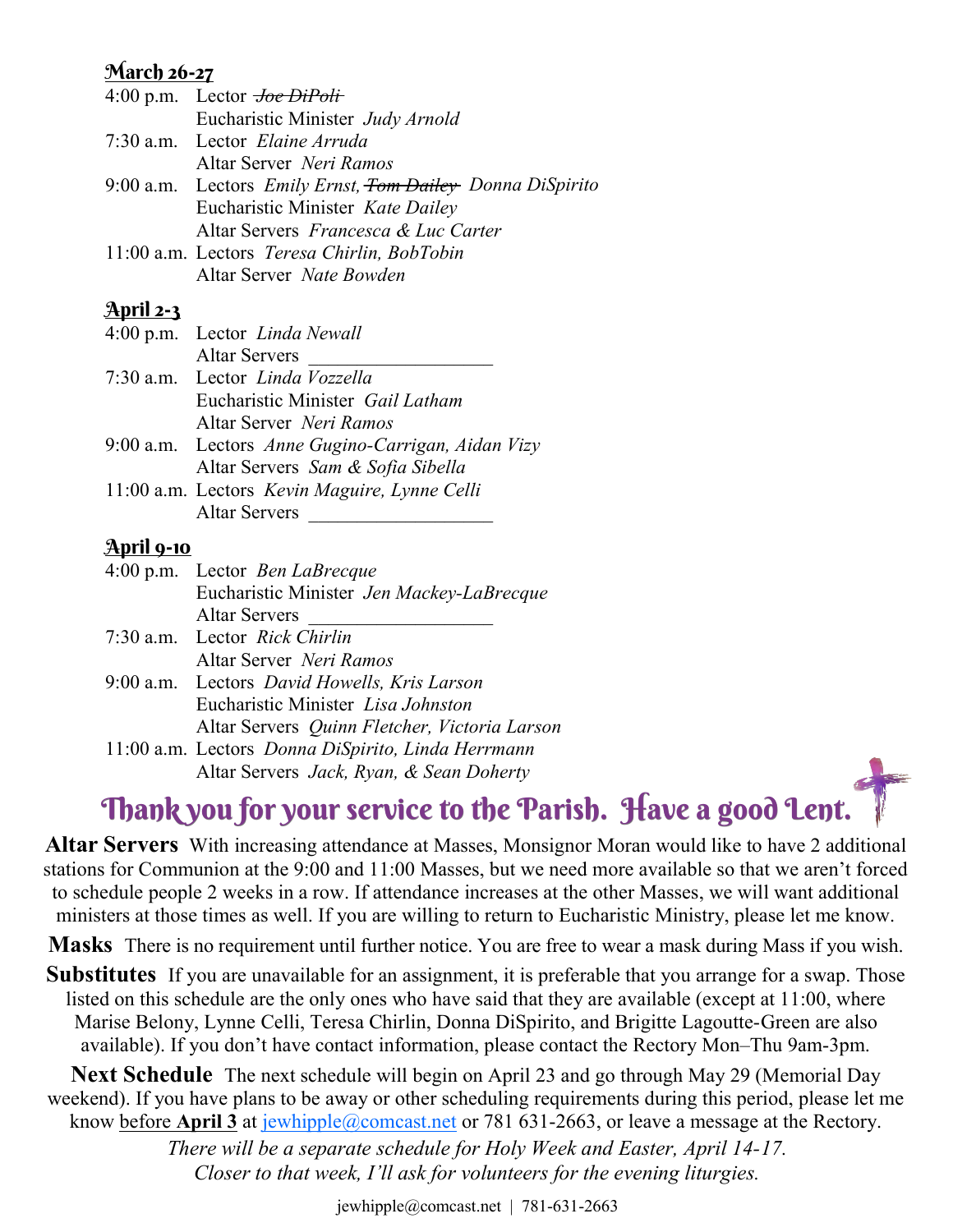## March 26-27

| | |
|---|---|
| 4:00 p.m. | Lector ~~*Joe DiPoli*~~ |
| | Eucharistic Minister *Judy Arnold* |
| 7:30 a.m. | Lector *Elaine Arruda* |
| | Altar Server *Neri Ramos* |
| 9:00 a.m. | Lectors *Emily Ernst,* ~~*Tom Dailey*~~ *Donna DiSpirito* |
| | Eucharistic Minister *Kate Dailey* |
| | Altar Servers *Francesca & Luc Carter* |
| 11:00 a.m. | Lectors *Teresa Chirlin, BobTobin* |
| | Altar Server *Nate Bowden* |

## April 2-3

| | |
|---|---|
| 4:00 p.m. | Lector *Linda Newall* |
| | Altar Servers ___________________ |
| 7:30 a.m. | Lector *Linda Vozzella* |
| | Eucharistic Minister *Gail Latham* |
| | Altar Server *Neri Ramos* |
| 9:00 a.m. | Lectors *Anne Gugino-Carrigan, Aidan Vizy* |
| | Altar Servers *Sam & Sofia Sibella* |
| 11:00 a.m. | Lectors *Kevin Maguire, Lynne Celli* |
| | Altar Servers ___________________ |

## April 9-10

| | |
|---|---|
| 4:00 p.m. | Lector *Ben LaBrecque* |
| | Eucharistic Minister *Jen Mackey-LaBrecque* |
| | Altar Servers ___________________ |
| 7:30 a.m. | Lector *Rick Chirlin* |
| | Altar Server *Neri Ramos* |
| 9:00 a.m. | Lectors *David Howells, Kris Larson* |
| | Eucharistic Minister *Lisa Johnston* |
| | Altar Servers *Quinn Fletcher, Victoria Larson* |
| 11:00 a.m. | Lectors *Donna DiSpirito, Linda Herrmann* |
| | Altar Servers *Jack, Ryan, & Sean Doherty* |

# Thank you for your service to the Parish. Have a good Lent.

**Altar Servers** With increasing attendance at Masses, Monsignor Moran would like to have 2 additional stations for Communion at the 9:00 and 11:00 Masses, but we need more available so that we aren't forced to schedule people 2 weeks in a row. If attendance increases at the other Masses, we will want additional ministers at those times as well. If you are willing to return to Eucharistic Ministry, please let me know.

**Masks** There is no requirement until further notice. You are free to wear a mask during Mass if you wish.

**Substitutes** If you are unavailable for an assignment, it is preferable that you arrange for a swap. Those listed on this schedule are the only ones who have said that they are available (except at 11:00, where Marise Belony, Lynne Celli, Teresa Chirlin, Donna DiSpirito, and Brigitte Lagoutte-Green are also available). If you don't have contact information, please contact the Rectory Mon–Thu 9am-3pm.

**Next Schedule** The next schedule will begin on April 23 and go through May 29 (Memorial Day weekend). If you have plans to be away or other scheduling requirements during this period, please let me know before **April 3** at jewhipple@comcast.net or 781 631-2663, or leave a message at the Rectory.

*There will be a separate schedule for Holy Week and Easter, April 14-17.*
*Closer to that week, I'll ask for volunteers for the evening liturgies.*

jewhipple@comcast.net | 781-631-2663